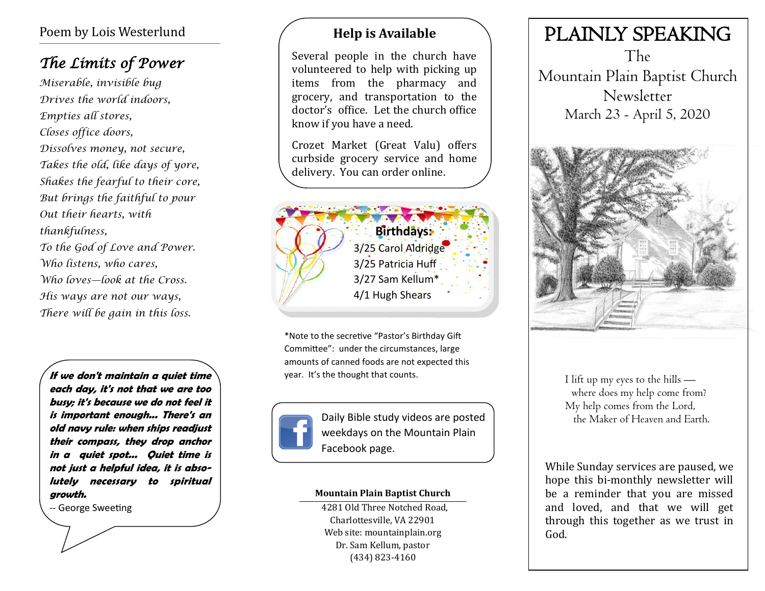# PLAINLY SPEAKING

## The Mountain Plain Baptist Church Newsletter

March 23 - April 5, 2020

I lift up my eyes to the hills —
where does my help come from?
My help comes from the Lord,
the Maker of Heaven and Earth.

While Sunday services are paused, we hope this bi-monthly newsletter will be a reminder that you are missed and loved, and that we will get through this together as we trust in God.

---

Poem by Lois Westerlund

## *The Limits of Power*

*Miserable, invisible bug*
*Drives the world indoors,*
*Empties all stores,*
*Closes office doors,*
*Dissolves money, not secure,*
*Takes the old, like days of yore,*
*Shakes the fearful to their core,*
*But brings the faithful to pour*
*Out their hearts, with thankfulness,*
*To the God of Love and Power.*
*Who listens, who cares,*
*Who loves—look at the Cross.*
*His ways are not our ways,*
*There will be gain in this loss.*

***If we don't maintain a quiet time each day, it's not that we are too busy; it's because we do not feel it is important enough... There's an old navy rule: when ships readjust their compass, they drop anchor in a quiet spot... Quiet time is not just a helpful idea, it is absolutely necessary to spiritual growth.***

-- George Sweeting

---

### Help is Available

Several people in the church have volunteered to help with picking up items from the pharmacy and grocery, and transportation to the doctor's office. Let the church office know if you have a need.

Crozet Market (Great Valu) offers curbside grocery service and home delivery. You can order online.

### Birthdays:

3/25 Carol Aldridge
3/25 Patricia Huff
3/27 Sam Kellum*
4/1 Hugh Shears

*Note to the secretive "Pastor's Birthday Gift Committee": under the circumstances, large amounts of canned foods are not expected this year. It's the thought that counts.

Daily Bible study videos are posted weekdays on the Mountain Plain Facebook page.

**Mountain Plain Baptist Church**

4281 Old Three Notched Road,
Charlottesville, VA 22901
Web site: mountainplain.org
Dr. Sam Kellum, pastor
(434) 823-4160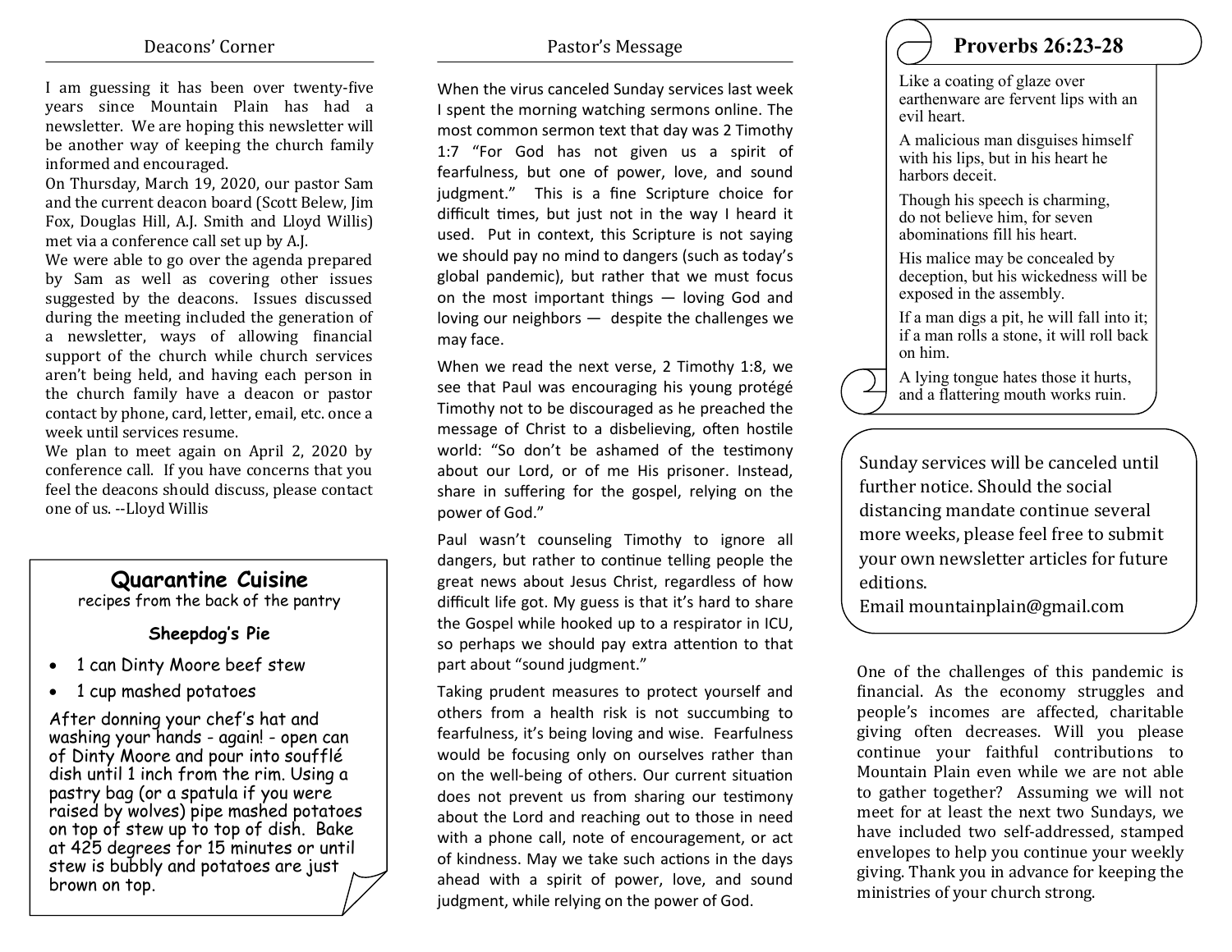## Deacons' Corner

I am guessing it has been over twenty-five years since Mountain Plain has had a newsletter. We are hoping this newsletter will be another way of keeping the church family informed and encouraged.

On Thursday, March 19, 2020, our pastor Sam and the current deacon board (Scott Belew, Jim Fox, Douglas Hill, A.J. Smith and Lloyd Willis) met via a conference call set up by A.J.

We were able to go over the agenda prepared by Sam as well as covering other issues suggested by the deacons. Issues discussed during the meeting included the generation of a newsletter, ways of allowing financial support of the church while church services aren't being held, and having each person in the church family have a deacon or pastor contact by phone, card, letter, email, etc. once a week until services resume.

We plan to meet again on April 2, 2020 by conference call. If you have concerns that you feel the deacons should discuss, please contact one of us. --Lloyd Willis

## Quarantine Cuisine

recipes from the back of the pantry

### Sheepdog's Pie

- 1 can Dinty Moore beef stew
- 1 cup mashed potatoes

After donning your chef's hat and washing your hands - again! - open can of Dinty Moore and pour into soufflé dish until 1 inch from the rim. Using a pastry bag (or a spatula if you were raised by wolves) pipe mashed potatoes on top of stew up to top of dish. Bake at 425 degrees for 15 minutes or until stew is bubbly and potatoes are just brown on top.

## Pastor's Message

When the virus canceled Sunday services last week I spent the morning watching sermons online. The most common sermon text that day was 2 Timothy 1:7 "For God has not given us a spirit of fearfulness, but one of power, love, and sound judgment." This is a fine Scripture choice for difficult times, but just not in the way I heard it used. Put in context, this Scripture is not saying we should pay no mind to dangers (such as today's global pandemic), but rather that we must focus on the most important things — loving God and loving our neighbors — despite the challenges we may face.

When we read the next verse, 2 Timothy 1:8, we see that Paul was encouraging his young protégé Timothy not to be discouraged as he preached the message of Christ to a disbelieving, often hostile world: "So don't be ashamed of the testimony about our Lord, or of me His prisoner. Instead, share in suffering for the gospel, relying on the power of God."

Paul wasn't counseling Timothy to ignore all dangers, but rather to continue telling people the great news about Jesus Christ, regardless of how difficult life got. My guess is that it's hard to share the Gospel while hooked up to a respirator in ICU, so perhaps we should pay extra attention to that part about "sound judgment."

Taking prudent measures to protect yourself and others from a health risk is not succumbing to fearfulness, it's being loving and wise. Fearfulness would be focusing only on ourselves rather than on the well-being of others. Our current situation does not prevent us from sharing our testimony about the Lord and reaching out to those in need with a phone call, note of encouragement, or act of kindness. May we take such actions in the days ahead with a spirit of power, love, and sound judgment, while relying on the power of God.

## Proverbs 26:23-28

Like a coating of glaze over earthenware are fervent lips with an evil heart.

A malicious man disguises himself with his lips, but in his heart he harbors deceit.

Though his speech is charming, do not believe him, for seven abominations fill his heart.

His malice may be concealed by deception, but his wickedness will be exposed in the assembly.

If a man digs a pit, he will fall into it; if a man rolls a stone, it will roll back on him.

A lying tongue hates those it hurts, and a flattering mouth works ruin.

Sunday services will be canceled until further notice. Should the social distancing mandate continue several more weeks, please feel free to submit your own newsletter articles for future editions.

Email mountainplain@gmail.com

One of the challenges of this pandemic is financial. As the economy struggles and people's incomes are affected, charitable giving often decreases. Will you please continue your faithful contributions to Mountain Plain even while we are not able to gather together? Assuming we will not meet for at least the next two Sundays, we have included two self-addressed, stamped envelopes to help you continue your weekly giving. Thank you in advance for keeping the ministries of your church strong.